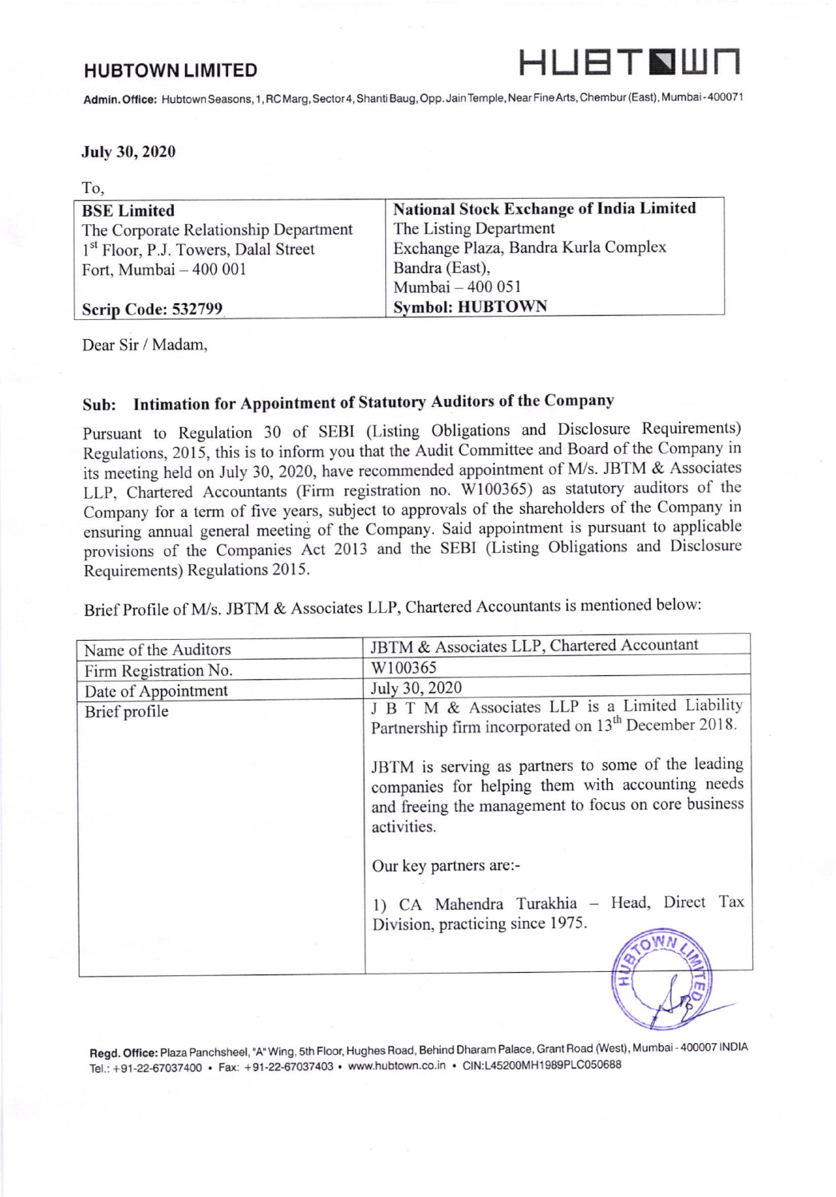# HUBTOWN LIMITED

HUBTOWN

**Admin. Office:** Hubtown Seasons, 1, RC Marg, Sector 4, Shanti Baug, Opp. Jain Temple, Near Fine Arts, Chembur (East), Mumbai - 400071

**July 30, 2020**

To,

| **BSE Limited** | **National Stock Exchange of India Limited** |
|---|---|
| The Corporate Relationship Department | The Listing Department |
| 1st Floor, P.J. Towers, Dalal Street | Exchange Plaza, Bandra Kurla Complex |
| Fort, Mumbai – 400 001 | Bandra (East), |
| | Mumbai – 400 051 |
| **Scrip Code: 532799** | **Symbol: HUBTOWN** |

Dear Sir / Madam,

**Sub: Intimation for Appointment of Statutory Auditors of the Company**

Pursuant to Regulation 30 of SEBI (Listing Obligations and Disclosure Requirements) Regulations, 2015, this is to inform you that the Audit Committee and Board of the Company in its meeting held on July 30, 2020, have recommended appointment of M/s. JBTM & Associates LLP, Chartered Accountants (Firm registration no. W100365) as statutory auditors of the Company for a term of five years, subject to approvals of the shareholders of the Company in ensuring annual general meeting of the Company. Said appointment is pursuant to applicable provisions of the Companies Act 2013 and the SEBI (Listing Obligations and Disclosure Requirements) Regulations 2015.

Brief Profile of M/s. JBTM & Associates LLP, Chartered Accountants is mentioned below:

| Name of the Auditors | JBTM & Associates LLP, Chartered Accountant |
|---|---|
| Firm Registration No. | W100365 |
| Date of Appointment | July 30, 2020 |
| Brief profile | J B T M & Associates LLP is a Limited Liability Partnership firm incorporated on 13th December 2018.<br><br>JBTM is serving as partners to some of the leading companies for helping them with accounting needs and freeing the management to focus on core business activities.<br><br>Our key partners are:-<br><br>1) CA Mahendra Turakhia – Head, Direct Tax Division, practicing since 1975. |

**Regd. Office:** Plaza Panchsheel, "A" Wing, 5th Floor, Hughes Road, Behind Dharam Palace, Grant Road (West), Mumbai - 400007 INDIA
Tel.: +91-22-67037400 • Fax: +91-22-67037403 • www.hubtown.co.in • CIN:L45200MH1989PLC050688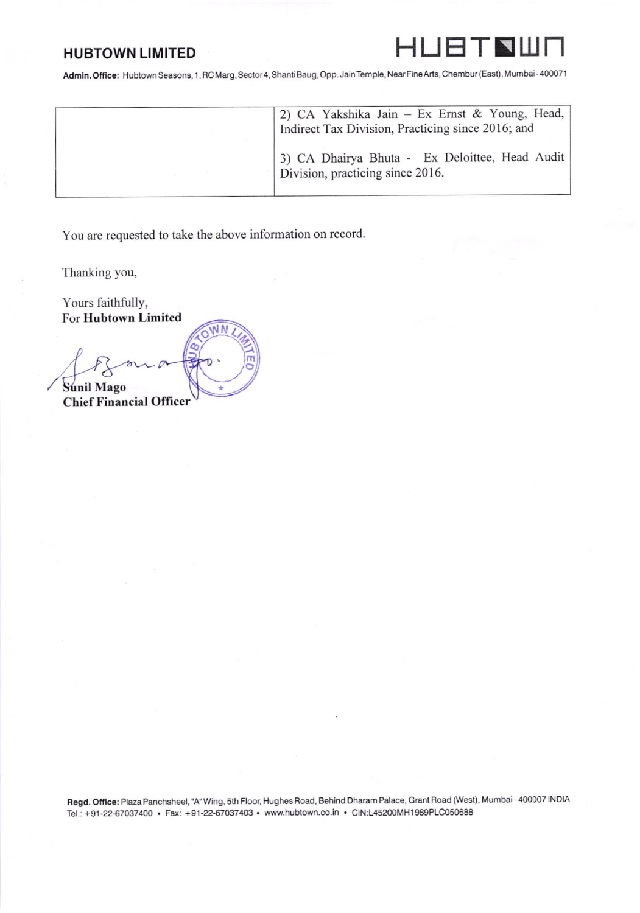**HUBTOWN LIMITED**

**Admin. Office:** Hubtown Seasons, 1, RC Marg, Sector 4, Shanti Baug, Opp. Jain Temple, Near Fine Arts, Chembur (East), Mumbai - 400071

| | |
|---|---|
| | 2) CA Yakshika Jain – Ex Ernst & Young, Head, Indirect Tax Division, Practicing since 2016; and<br><br>3) CA Dhairya Bhuta - Ex Deloittee, Head Audit Division, practicing since 2016. |

You are requested to take the above information on record.

Thanking you,

Yours faithfully,
For **Hubtown Limited**

**Sunil Mago**
**Chief Financial Officer**

**Regd. Office:** Plaza Panchsheel, "A" Wing, 5th Floor, Hughes Road, Behind Dharam Palace, Grant Road (West), Mumbai - 400007 INDIA
Tel.: +91-22-67037400 • Fax: +91-22-67037403 • www.hubtown.co.in • CIN:L45200MH1989PLC050688